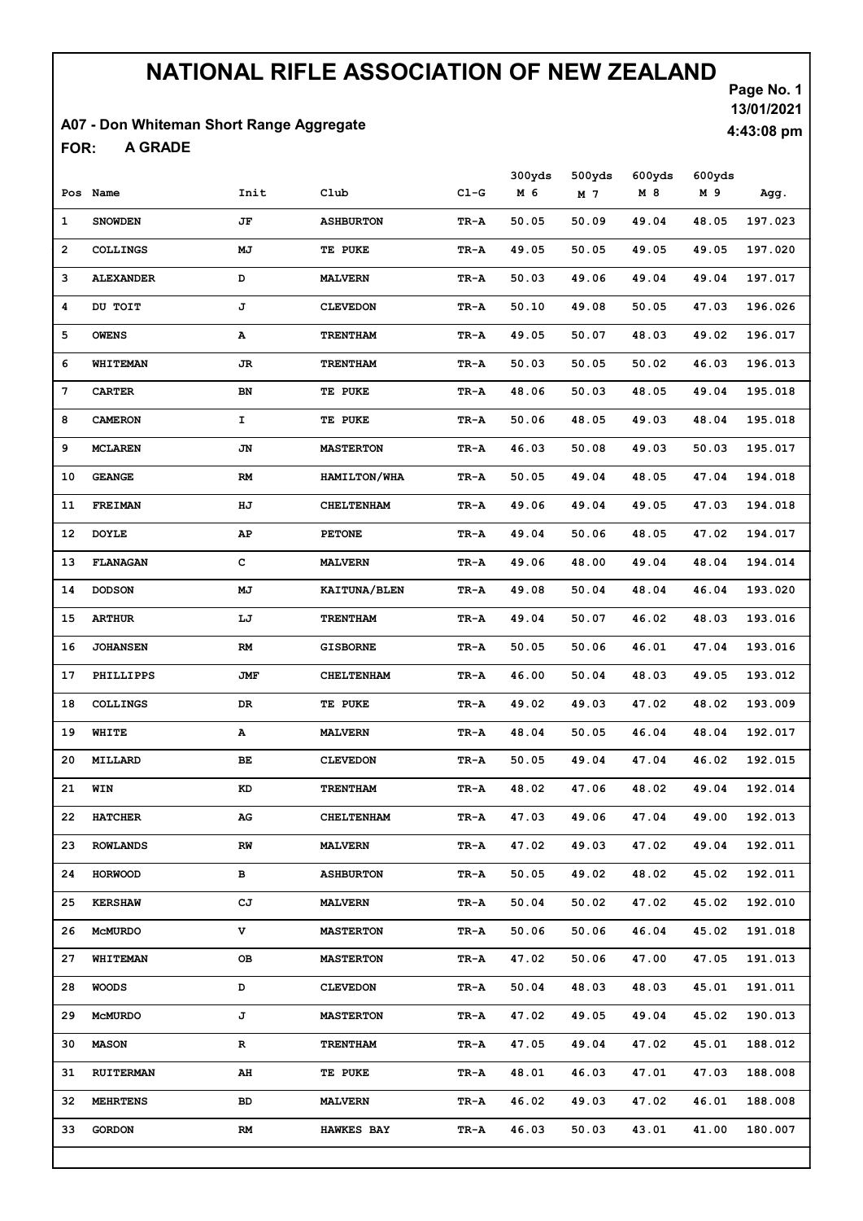# NATIONAL RIFLE ASSOCIATION OF NEW ZEALAND

Page No. 1
13/01/2021
4:43:08 pm

**A07 - Don Whiteman Short Range Aggregate**

**FOR: A GRADE**

| Pos | Name | Init | Club | Cl-G | 300yds M 6 | 500yds M 7 | 600yds M 8 | 600yds M 9 | Agg. |
|---|---|---|---|---|---|---|---|---|---|
| 1 | SNOWDEN | JF | ASHBURTON | TR-A | 50.05 | 50.09 | 49.04 | 48.05 | 197.023 |
| 2 | COLLINGS | MJ | TE PUKE | TR-A | 49.05 | 50.05 | 49.05 | 49.05 | 197.020 |
| 3 | ALEXANDER | D | MALVERN | TR-A | 50.03 | 49.06 | 49.04 | 49.04 | 197.017 |
| 4 | DU TOIT | J | CLEVEDON | TR-A | 50.10 | 49.08 | 50.05 | 47.03 | 196.026 |
| 5 | OWENS | A | TRENTHAM | TR-A | 49.05 | 50.07 | 48.03 | 49.02 | 196.017 |
| 6 | WHITEMAN | JR | TRENTHAM | TR-A | 50.03 | 50.05 | 50.02 | 46.03 | 196.013 |
| 7 | CARTER | BN | TE PUKE | TR-A | 48.06 | 50.03 | 48.05 | 49.04 | 195.018 |
| 8 | CAMERON | I | TE PUKE | TR-A | 50.06 | 48.05 | 49.03 | 48.04 | 195.018 |
| 9 | MCLAREN | JN | MASTERTON | TR-A | 46.03 | 50.08 | 49.03 | 50.03 | 195.017 |
| 10 | GEANGE | RM | HAMILTON/WHA | TR-A | 50.05 | 49.04 | 48.05 | 47.04 | 194.018 |
| 11 | FREIMAN | HJ | CHELTENHAM | TR-A | 49.06 | 49.04 | 49.05 | 47.03 | 194.018 |
| 12 | DOYLE | AP | PETONE | TR-A | 49.04 | 50.06 | 48.05 | 47.02 | 194.017 |
| 13 | FLANAGAN | C | MALVERN | TR-A | 49.06 | 48.00 | 49.04 | 48.04 | 194.014 |
| 14 | DODSON | MJ | KAITUNA/BLEN | TR-A | 49.08 | 50.04 | 48.04 | 46.04 | 193.020 |
| 15 | ARTHUR | LJ | TRENTHAM | TR-A | 49.04 | 50.07 | 46.02 | 48.03 | 193.016 |
| 16 | JOHANSEN | RM | GISBORNE | TR-A | 50.05 | 50.06 | 46.01 | 47.04 | 193.016 |
| 17 | PHILLIPPS | JMF | CHELTENHAM | TR-A | 46.00 | 50.04 | 48.03 | 49.05 | 193.012 |
| 18 | COLLINGS | DR | TE PUKE | TR-A | 49.02 | 49.03 | 47.02 | 48.02 | 193.009 |
| 19 | WHITE | A | MALVERN | TR-A | 48.04 | 50.05 | 46.04 | 48.04 | 192.017 |
| 20 | MILLARD | BE | CLEVEDON | TR-A | 50.05 | 49.04 | 47.04 | 46.02 | 192.015 |
| 21 | WIN | KD | TRENTHAM | TR-A | 48.02 | 47.06 | 48.02 | 49.04 | 192.014 |
| 22 | HATCHER | AG | CHELTENHAM | TR-A | 47.03 | 49.06 | 47.04 | 49.00 | 192.013 |
| 23 | ROWLANDS | RW | MALVERN | TR-A | 47.02 | 49.03 | 47.02 | 49.04 | 192.011 |
| 24 | HORWOOD | B | ASHBURTON | TR-A | 50.05 | 49.02 | 48.02 | 45.02 | 192.011 |
| 25 | KERSHAW | CJ | MALVERN | TR-A | 50.04 | 50.02 | 47.02 | 45.02 | 192.010 |
| 26 | McMURDO | V | MASTERTON | TR-A | 50.06 | 50.06 | 46.04 | 45.02 | 191.018 |
| 27 | WHITEMAN | OB | MASTERTON | TR-A | 47.02 | 50.06 | 47.00 | 47.05 | 191.013 |
| 28 | WOODS | D | CLEVEDON | TR-A | 50.04 | 48.03 | 48.03 | 45.01 | 191.011 |
| 29 | McMURDO | J | MASTERTON | TR-A | 47.02 | 49.05 | 49.04 | 45.02 | 190.013 |
| 30 | MASON | R | TRENTHAM | TR-A | 47.05 | 49.04 | 47.02 | 45.01 | 188.012 |
| 31 | RUITERMAN | AH | TE PUKE | TR-A | 48.01 | 46.03 | 47.01 | 47.03 | 188.008 |
| 32 | MEHRTENS | BD | MALVERN | TR-A | 46.02 | 49.03 | 47.02 | 46.01 | 188.008 |
| 33 | GORDON | RM | HAWKES BAY | TR-A | 46.03 | 50.03 | 43.01 | 41.00 | 180.007 |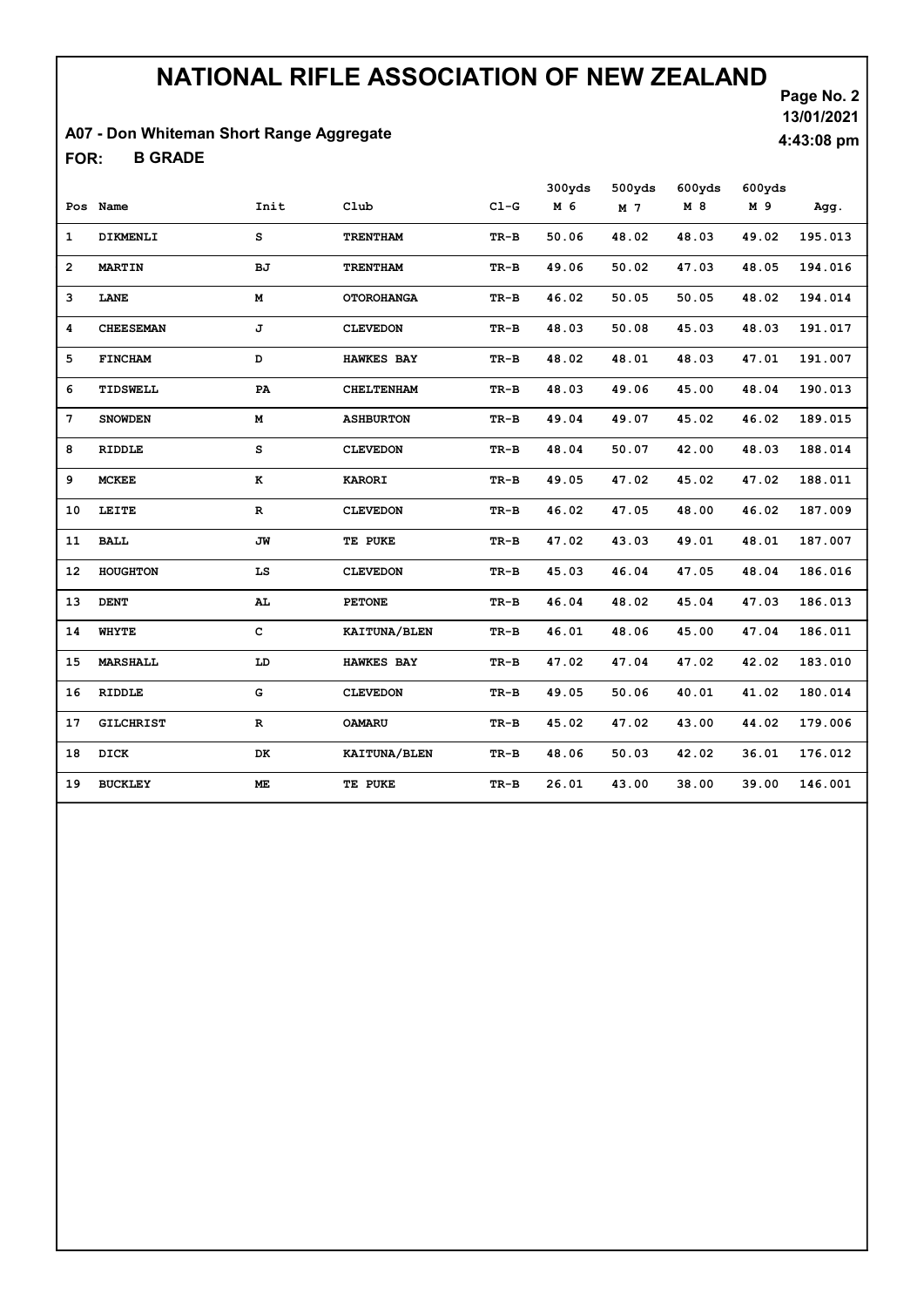# NATIONAL RIFLE ASSOCIATION OF NEW ZEALAND

13/01/2021

4:43:08 pm

**A07 - Don Whiteman Short Range Aggregate**

**FOR: B GRADE**

| Pos | Name | Init | Club | Cl-G | 300yds M 6 | 500yds M 7 | 600yds M 8 | 600yds M 9 | Agg. |
|---|---|---|---|---|---|---|---|---|---|
| 1 | DIKMENLI | S | TRENTHAM | TR-B | 50.06 | 48.02 | 48.03 | 49.02 | 195.013 |
| 2 | MARTIN | BJ | TRENTHAM | TR-B | 49.06 | 50.02 | 47.03 | 48.05 | 194.016 |
| 3 | LANE | M | OTOROHANGA | TR-B | 46.02 | 50.05 | 50.05 | 48.02 | 194.014 |
| 4 | CHEESEMAN | J | CLEVEDON | TR-B | 48.03 | 50.08 | 45.03 | 48.03 | 191.017 |
| 5 | FINCHAM | D | HAWKES BAY | TR-B | 48.02 | 48.01 | 48.03 | 47.01 | 191.007 |
| 6 | TIDSWELL | PA | CHELTENHAM | TR-B | 48.03 | 49.06 | 45.00 | 48.04 | 190.013 |
| 7 | SNOWDEN | M | ASHBURTON | TR-B | 49.04 | 49.07 | 45.02 | 46.02 | 189.015 |
| 8 | RIDDLE | S | CLEVEDON | TR-B | 48.04 | 50.07 | 42.00 | 48.03 | 188.014 |
| 9 | MCKEE | K | KARORI | TR-B | 49.05 | 47.02 | 45.02 | 47.02 | 188.011 |
| 10 | LEITE | R | CLEVEDON | TR-B | 46.02 | 47.05 | 48.00 | 46.02 | 187.009 |
| 11 | BALL | JW | TE PUKE | TR-B | 47.02 | 43.03 | 49.01 | 48.01 | 187.007 |
| 12 | HOUGHTON | LS | CLEVEDON | TR-B | 45.03 | 46.04 | 47.05 | 48.04 | 186.016 |
| 13 | DENT | AL | PETONE | TR-B | 46.04 | 48.02 | 45.04 | 47.03 | 186.013 |
| 14 | WHYTE | C | KAITUNA/BLEN | TR-B | 46.01 | 48.06 | 45.00 | 47.04 | 186.011 |
| 15 | MARSHALL | LD | HAWKES BAY | TR-B | 47.02 | 47.04 | 47.02 | 42.02 | 183.010 |
| 16 | RIDDLE | G | CLEVEDON | TR-B | 49.05 | 50.06 | 40.01 | 41.02 | 180.014 |
| 17 | GILCHRIST | R | OAMARU | TR-B | 45.02 | 47.02 | 43.00 | 44.02 | 179.006 |
| 18 | DICK | DK | KAITUNA/BLEN | TR-B | 48.06 | 50.03 | 42.02 | 36.01 | 176.012 |
| 19 | BUCKLEY | ME | TE PUKE | TR-B | 26.01 | 43.00 | 38.00 | 39.00 | 146.001 |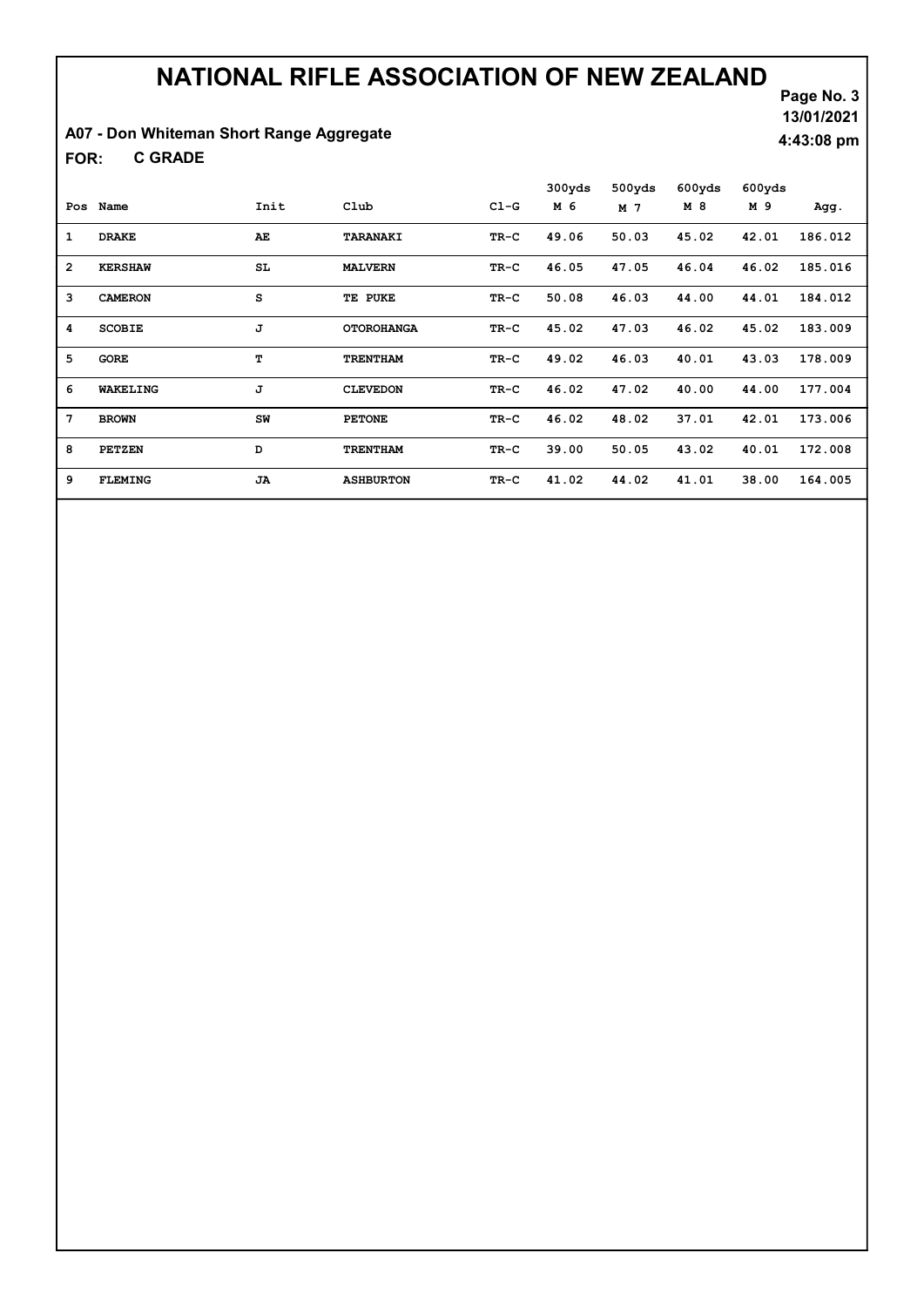# NATIONAL RIFLE ASSOCIATION OF NEW ZEALAND

13/01/2021

4:43:08 pm

A07 - Don Whiteman Short Range Aggregate

FOR: C GRADE

| Pos | Name | Init | Club | Cl-G | 300yds M 6 | 500yds M 7 | 600yds M 8 | 600yds M 9 | Agg. |
|---|---|---|---|---|---|---|---|---|---|
| 1 | DRAKE | AE | TARANAKI | TR-C | 49.06 | 50.03 | 45.02 | 42.01 | 186.012 |
| 2 | KERSHAW | SL | MALVERN | TR-C | 46.05 | 47.05 | 46.04 | 46.02 | 185.016 |
| 3 | CAMERON | S | TE PUKE | TR-C | 50.08 | 46.03 | 44.00 | 44.01 | 184.012 |
| 4 | SCOBIE | J | OTOROHANGA | TR-C | 45.02 | 47.03 | 46.02 | 45.02 | 183.009 |
| 5 | GORE | T | TRENTHAM | TR-C | 49.02 | 46.03 | 40.01 | 43.03 | 178.009 |
| 6 | WAKELING | J | CLEVEDON | TR-C | 46.02 | 47.02 | 40.00 | 44.00 | 177.004 |
| 7 | BROWN | SW | PETONE | TR-C | 46.02 | 48.02 | 37.01 | 42.01 | 173.006 |
| 8 | PETZEN | D | TRENTHAM | TR-C | 39.00 | 50.05 | 43.02 | 40.01 | 172.008 |
| 9 | FLEMING | JA | ASHBURTON | TR-C | 41.02 | 44.02 | 41.01 | 38.00 | 164.005 |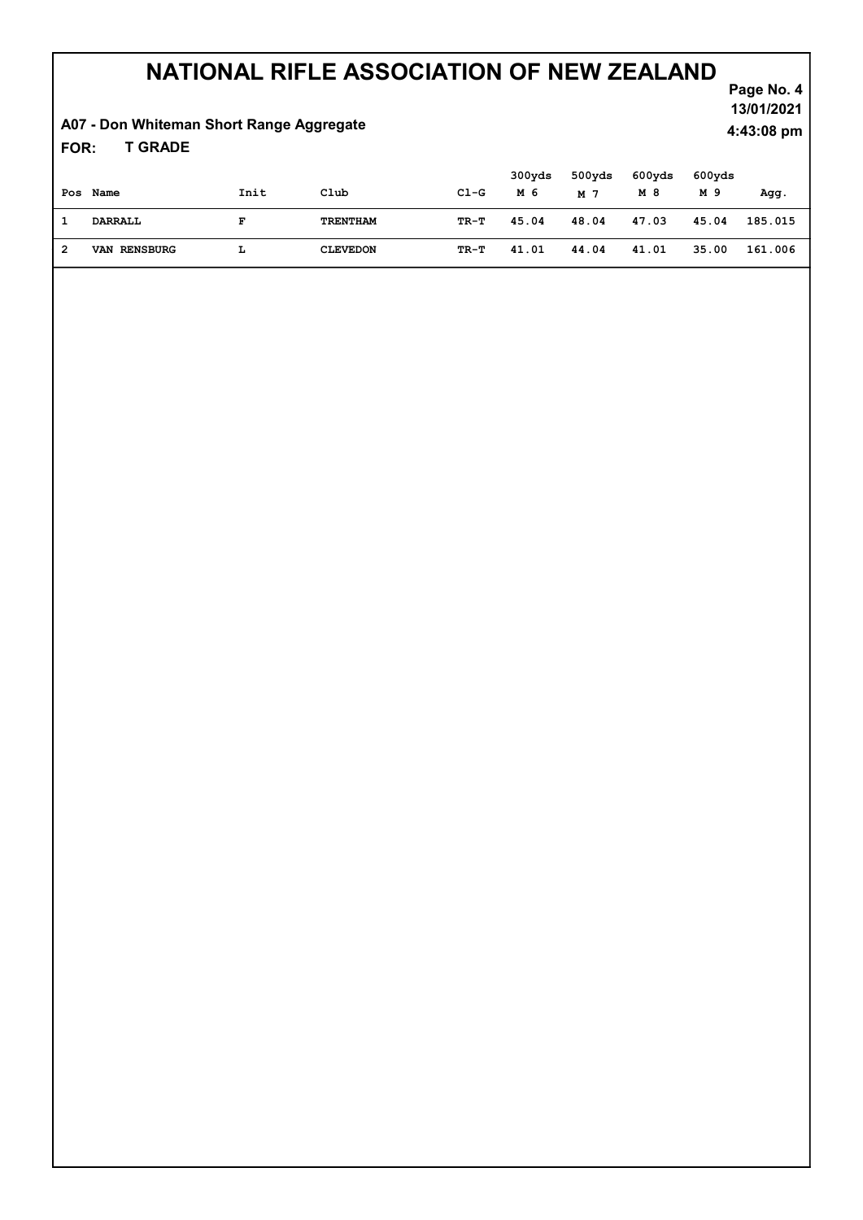# NATIONAL RIFLE ASSOCIATION OF NEW ZEALAND

13/01/2021

4:43:08 pm

**A07 - Don Whiteman Short Range Aggregate**

**FOR: T GRADE**

| Pos | Name | Init | Club | Cl-G | 300yds M 6 | 500yds M 7 | 600yds M 8 | 600yds M 9 | Agg. |
|---|---|---|---|---|---|---|---|---|---|
| 1 | DARRALL | F | TRENTHAM | TR-T | 45.04 | 48.04 | 47.03 | 45.04 | 185.015 |
| 2 | VAN RENSBURG | L | CLEVEDON | TR-T | 41.01 | 44.04 | 41.01 | 35.00 | 161.006 |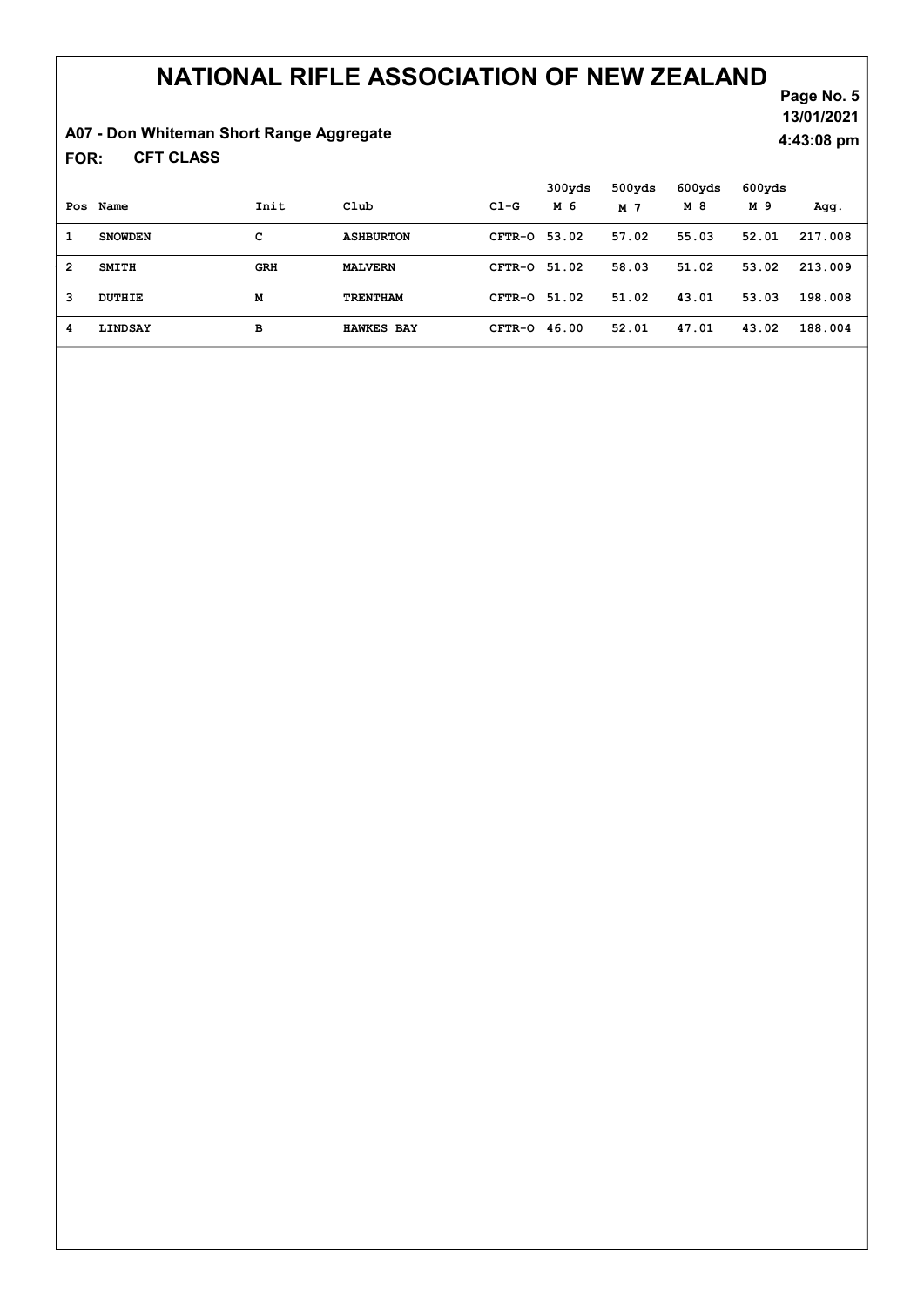# NATIONAL RIFLE ASSOCIATION OF NEW ZEALAND

13/01/2021

4:43:08 pm

**A07 - Don Whiteman Short Range Aggregate**

**FOR: CFT CLASS**

| Pos | Name | Init | Club | Cl-G | 300yds M 6 | 500yds M 7 | 600yds M 8 | 600yds M 9 | Agg. |
|---|---|---|---|---|---|---|---|---|---|
| 1 | SNOWDEN | C | ASHBURTON | CFTR-O | 53.02 | 57.02 | 55.03 | 52.01 | 217.008 |
| 2 | SMITH | GRH | MALVERN | CFTR-O | 51.02 | 58.03 | 51.02 | 53.02 | 213.009 |
| 3 | DUTHIE | M | TRENTHAM | CFTR-O | 51.02 | 51.02 | 43.01 | 53.03 | 198.008 |
| 4 | LINDSAY | B | HAWKES BAY | CFTR-O | 46.00 | 52.01 | 47.01 | 43.02 | 188.004 |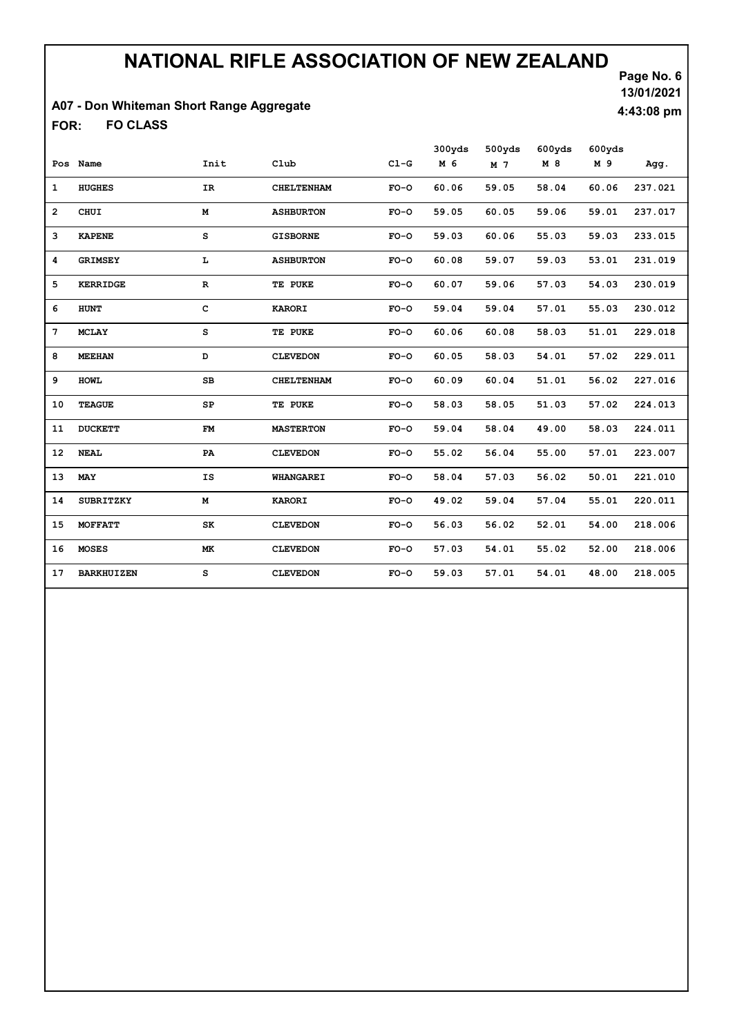# NATIONAL RIFLE ASSOCIATION OF NEW ZEALAND

**A07 - Don Whiteman Short Range Aggregate**

**FOR: FO CLASS**

13/01/2021
4:43:08 pm

| Pos | Name | Init | Club | Cl-G | 300yds M 6 | 500yds M 7 | 600yds M 8 | 600yds M 9 | Agg. |
|---|---|---|---|---|---|---|---|---|---|
| 1 | HUGHES | IR | CHELTENHAM | FO-O | 60.06 | 59.05 | 58.04 | 60.06 | 237.021 |
| 2 | CHUI | M | ASHBURTON | FO-O | 59.05 | 60.05 | 59.06 | 59.01 | 237.017 |
| 3 | KAPENE | S | GISBORNE | FO-O | 59.03 | 60.06 | 55.03 | 59.03 | 233.015 |
| 4 | GRIMSEY | L | ASHBURTON | FO-O | 60.08 | 59.07 | 59.03 | 53.01 | 231.019 |
| 5 | KERRIDGE | R | TE PUKE | FO-O | 60.07 | 59.06 | 57.03 | 54.03 | 230.019 |
| 6 | HUNT | C | KARORI | FO-O | 59.04 | 59.04 | 57.01 | 55.03 | 230.012 |
| 7 | MCLAY | S | TE PUKE | FO-O | 60.06 | 60.08 | 58.03 | 51.01 | 229.018 |
| 8 | MEEHAN | D | CLEVEDON | FO-O | 60.05 | 58.03 | 54.01 | 57.02 | 229.011 |
| 9 | HOWL | SB | CHELTENHAM | FO-O | 60.09 | 60.04 | 51.01 | 56.02 | 227.016 |
| 10 | TEAGUE | SP | TE PUKE | FO-O | 58.03 | 58.05 | 51.03 | 57.02 | 224.013 |
| 11 | DUCKETT | FM | MASTERTON | FO-O | 59.04 | 58.04 | 49.00 | 58.03 | 224.011 |
| 12 | NEAL | PA | CLEVEDON | FO-O | 55.02 | 56.04 | 55.00 | 57.01 | 223.007 |
| 13 | MAY | IS | WHANGAREI | FO-O | 58.04 | 57.03 | 56.02 | 50.01 | 221.010 |
| 14 | SUBRITZKY | M | KARORI | FO-O | 49.02 | 59.04 | 57.04 | 55.01 | 220.011 |
| 15 | MOFFATT | SK | CLEVEDON | FO-O | 56.03 | 56.02 | 52.01 | 54.00 | 218.006 |
| 16 | MOSES | MK | CLEVEDON | FO-O | 57.03 | 54.01 | 55.02 | 52.00 | 218.006 |
| 17 | BARKHUIZEN | S | CLEVEDON | FO-O | 59.03 | 57.01 | 54.01 | 48.00 | 218.005 |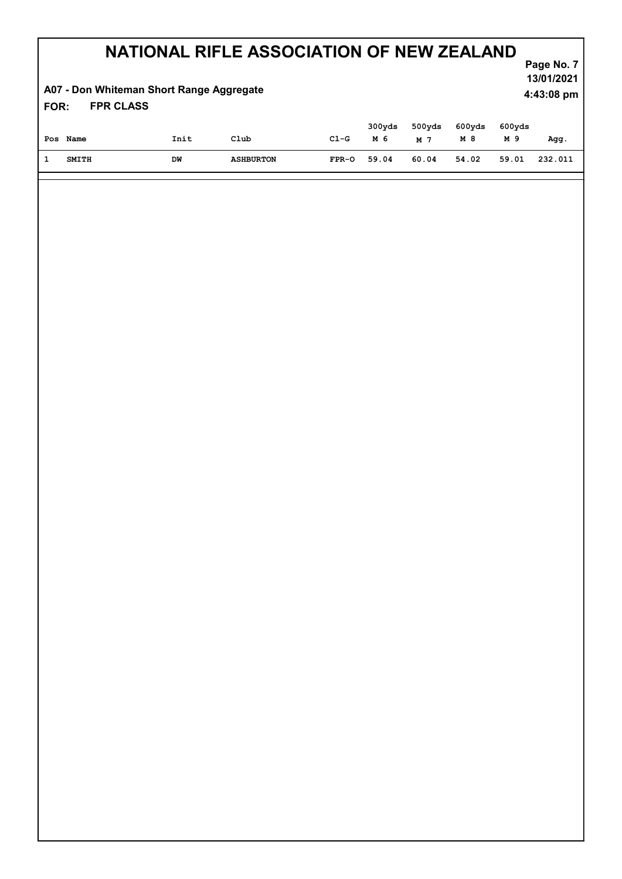# NATIONAL RIFLE ASSOCIATION OF NEW ZEALAND

13/01/2021
4:43:08 pm

**A07 - Don Whiteman Short Range Aggregate**

**FOR: FPR CLASS**

| Pos | Name | Init | Club | Cl-G | 300yds M 6 | 500yds M 7 | 600yds M 8 | 600yds M 9 | Agg. |
|---|---|---|---|---|---|---|---|---|---|
| 1 | SMITH | DW | ASHBURTON | FPR-O | 59.04 | 60.04 | 54.02 | 59.01 | 232.011 |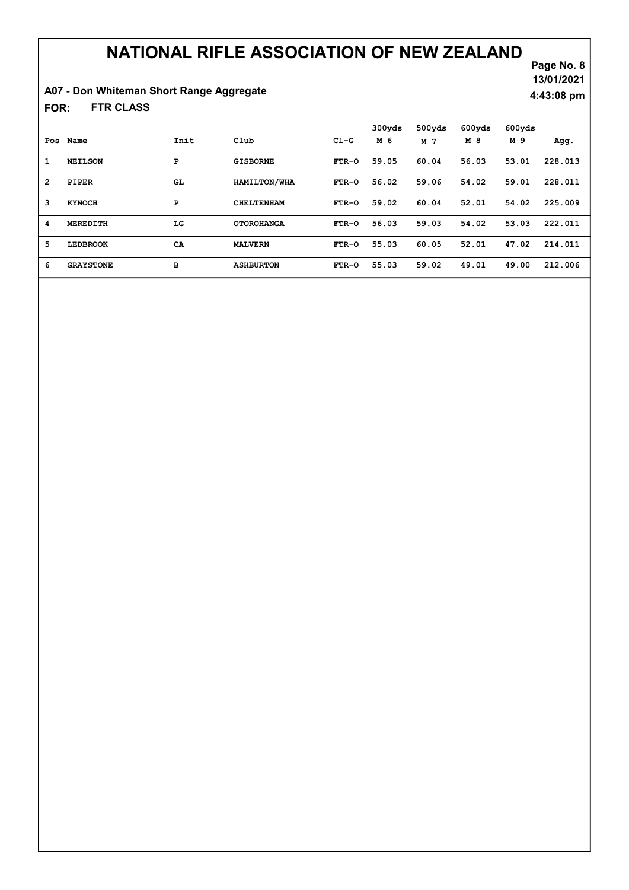# NATIONAL RIFLE ASSOCIATION OF NEW ZEALAND

13/01/2021

4:43:08 pm

A07 - Don Whiteman Short Range Aggregate

FOR: FTR CLASS

| Pos | Name | Init | Club | Cl-G | 300yds M 6 | 500yds M 7 | 600yds M 8 | 600yds M 9 | Agg. |
|---|---|---|---|---|---|---|---|---|---|
| 1 | NEILSON | P | GISBORNE | FTR-O | 59.05 | 60.04 | 56.03 | 53.01 | 228.013 |
| 2 | PIPER | GL | HAMILTON/WHA | FTR-O | 56.02 | 59.06 | 54.02 | 59.01 | 228.011 |
| 3 | KYNOCH | P | CHELTENHAM | FTR-O | 59.02 | 60.04 | 52.01 | 54.02 | 225.009 |
| 4 | MEREDITH | LG | OTOROHANGA | FTR-O | 56.03 | 59.03 | 54.02 | 53.03 | 222.011 |
| 5 | LEDBROOK | CA | MALVERN | FTR-O | 55.03 | 60.05 | 52.01 | 47.02 | 214.011 |
| 6 | GRAYSTONE | B | ASHBURTON | FTR-O | 55.03 | 59.02 | 49.01 | 49.00 | 212.006 |